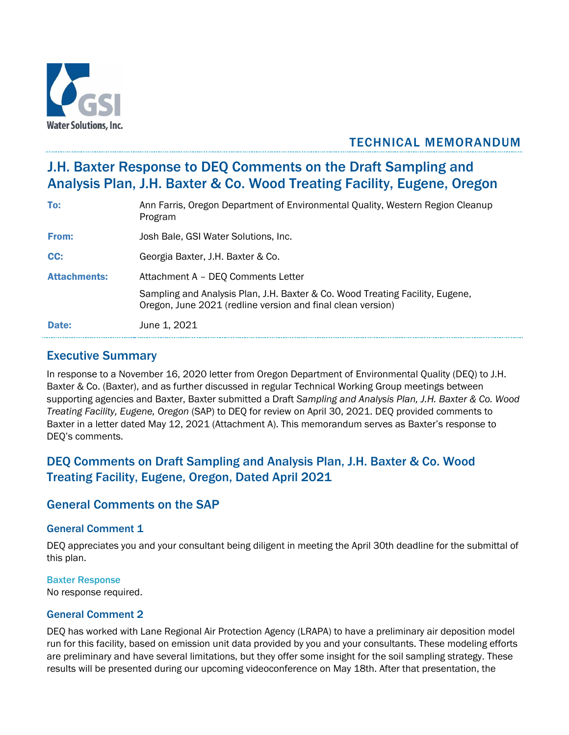GSI Water Solutions, Inc.

TECHNICAL MEMORANDUM

# J.H. Baxter Response to DEQ Comments on the Draft Sampling and Analysis Plan, J.H. Baxter & Co. Wood Treating Facility, Eugene, Oregon

| | |
|---|---|
| **To:** | Ann Farris, Oregon Department of Environmental Quality, Western Region Cleanup Program |
| **From:** | Josh Bale, GSI Water Solutions, Inc. |
| **CC:** | Georgia Baxter, J.H. Baxter & Co. |
| **Attachments:** | Attachment A – DEQ Comments Letter<br>Sampling and Analysis Plan, J.H. Baxter & Co. Wood Treating Facility, Eugene, Oregon, June 2021 (redline version and final clean version) |
| **Date:** | June 1, 2021 |

## Executive Summary

In response to a November 16, 2020 letter from Oregon Department of Environmental Quality (DEQ) to J.H. Baxter & Co. (Baxter), and as further discussed in regular Technical Working Group meetings between supporting agencies and Baxter, Baxter submitted a Draft *Sampling and Analysis Plan, J.H. Baxter & Co. Wood Treating Facility, Eugene, Oregon* (SAP) to DEQ for review on April 30, 2021. DEQ provided comments to Baxter in a letter dated May 12, 2021 (Attachment A). This memorandum serves as Baxter's response to DEQ's comments.

## DEQ Comments on Draft Sampling and Analysis Plan, J.H. Baxter & Co. Wood Treating Facility, Eugene, Oregon, Dated April 2021

## General Comments on the SAP

### General Comment 1

DEQ appreciates you and your consultant being diligent in meeting the April 30th deadline for the submittal of this plan.

#### Baxter Response

No response required.

### General Comment 2

DEQ has worked with Lane Regional Air Protection Agency (LRAPA) to have a preliminary air deposition model run for this facility, based on emission unit data provided by you and your consultants. These modeling efforts are preliminary and have several limitations, but they offer some insight for the soil sampling strategy. These results will be presented during our upcoming videoconference on May 18th. After that presentation, the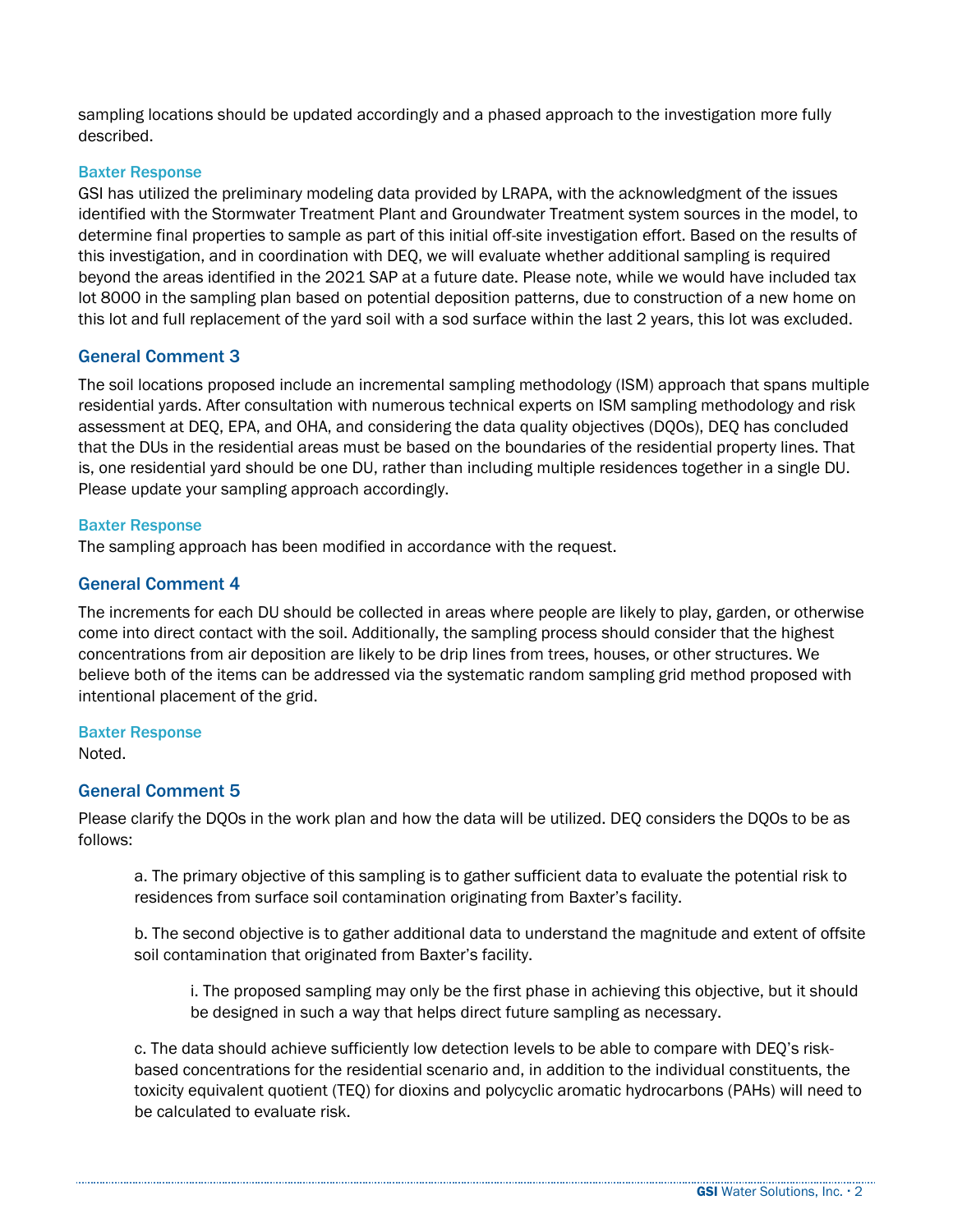sampling locations should be updated accordingly and a phased approach to the investigation more fully described.

### Baxter Response

GSI has utilized the preliminary modeling data provided by LRAPA, with the acknowledgment of the issues identified with the Stormwater Treatment Plant and Groundwater Treatment system sources in the model, to determine final properties to sample as part of this initial off-site investigation effort. Based on the results of this investigation, and in coordination with DEQ, we will evaluate whether additional sampling is required beyond the areas identified in the 2021 SAP at a future date. Please note, while we would have included tax lot 8000 in the sampling plan based on potential deposition patterns, due to construction of a new home on this lot and full replacement of the yard soil with a sod surface within the last 2 years, this lot was excluded.

## General Comment 3

The soil locations proposed include an incremental sampling methodology (ISM) approach that spans multiple residential yards. After consultation with numerous technical experts on ISM sampling methodology and risk assessment at DEQ, EPA, and OHA, and considering the data quality objectives (DQOs), DEQ has concluded that the DUs in the residential areas must be based on the boundaries of the residential property lines. That is, one residential yard should be one DU, rather than including multiple residences together in a single DU. Please update your sampling approach accordingly.

### Baxter Response

The sampling approach has been modified in accordance with the request.

## General Comment 4

The increments for each DU should be collected in areas where people are likely to play, garden, or otherwise come into direct contact with the soil. Additionally, the sampling process should consider that the highest concentrations from air deposition are likely to be drip lines from trees, houses, or other structures. We believe both of the items can be addressed via the systematic random sampling grid method proposed with intentional placement of the grid.

### Baxter Response

Noted.

## General Comment 5

Please clarify the DQOs in the work plan and how the data will be utilized. DEQ considers the DQOs to be as follows:

a. The primary objective of this sampling is to gather sufficient data to evaluate the potential risk to residences from surface soil contamination originating from Baxter's facility.

b. The second objective is to gather additional data to understand the magnitude and extent of offsite soil contamination that originated from Baxter's facility.

> i. The proposed sampling may only be the first phase in achieving this objective, but it should be designed in such a way that helps direct future sampling as necessary.

c. The data should achieve sufficiently low detection levels to be able to compare with DEQ's risk-based concentrations for the residential scenario and, in addition to the individual constituents, the toxicity equivalent quotient (TEQ) for dioxins and polycyclic aromatic hydrocarbons (PAHs) will need to be calculated to evaluate risk.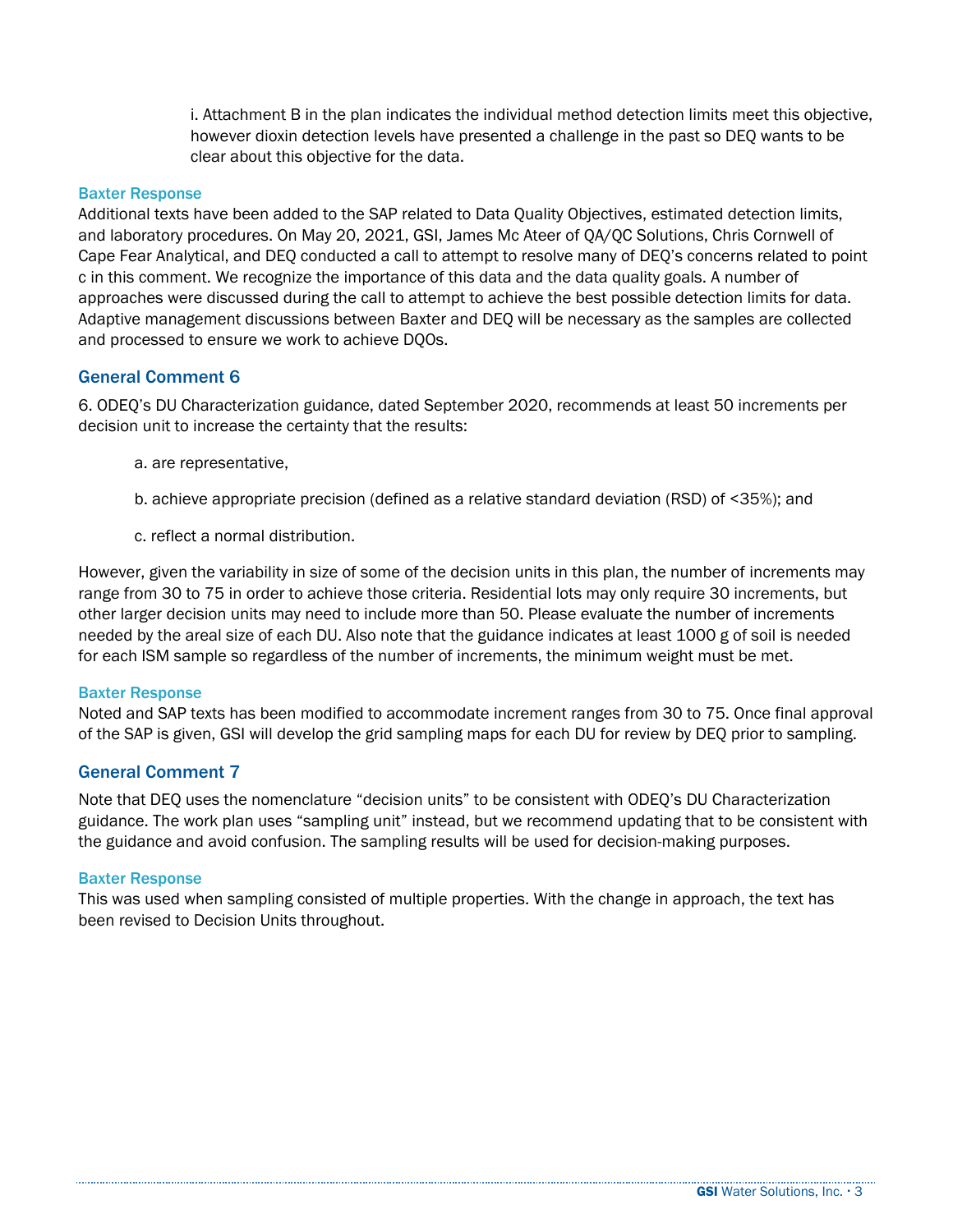i. Attachment B in the plan indicates the individual method detection limits meet this objective, however dioxin detection levels have presented a challenge in the past so DEQ wants to be clear about this objective for the data.

#### Baxter Response

Additional texts have been added to the SAP related to Data Quality Objectives, estimated detection limits, and laboratory procedures. On May 20, 2021, GSI, James Mc Ateer of QA/QC Solutions, Chris Cornwell of Cape Fear Analytical, and DEQ conducted a call to attempt to resolve many of DEQ's concerns related to point c in this comment. We recognize the importance of this data and the data quality goals. A number of approaches were discussed during the call to attempt to achieve the best possible detection limits for data. Adaptive management discussions between Baxter and DEQ will be necessary as the samples are collected and processed to ensure we work to achieve DQOs.

### General Comment 6

6. ODEQ's DU Characterization guidance, dated September 2020, recommends at least 50 increments per decision unit to increase the certainty that the results:

a. are representative,

b. achieve appropriate precision (defined as a relative standard deviation (RSD) of <35%); and

c. reflect a normal distribution.

However, given the variability in size of some of the decision units in this plan, the number of increments may range from 30 to 75 in order to achieve those criteria. Residential lots may only require 30 increments, but other larger decision units may need to include more than 50. Please evaluate the number of increments needed by the areal size of each DU. Also note that the guidance indicates at least 1000 g of soil is needed for each ISM sample so regardless of the number of increments, the minimum weight must be met.

#### Baxter Response

Noted and SAP texts has been modified to accommodate increment ranges from 30 to 75. Once final approval of the SAP is given, GSI will develop the grid sampling maps for each DU for review by DEQ prior to sampling.

### General Comment 7

Note that DEQ uses the nomenclature "decision units" to be consistent with ODEQ's DU Characterization guidance. The work plan uses "sampling unit" instead, but we recommend updating that to be consistent with the guidance and avoid confusion. The sampling results will be used for decision-making purposes.

#### Baxter Response

This was used when sampling consisted of multiple properties. With the change in approach, the text has been revised to Decision Units throughout.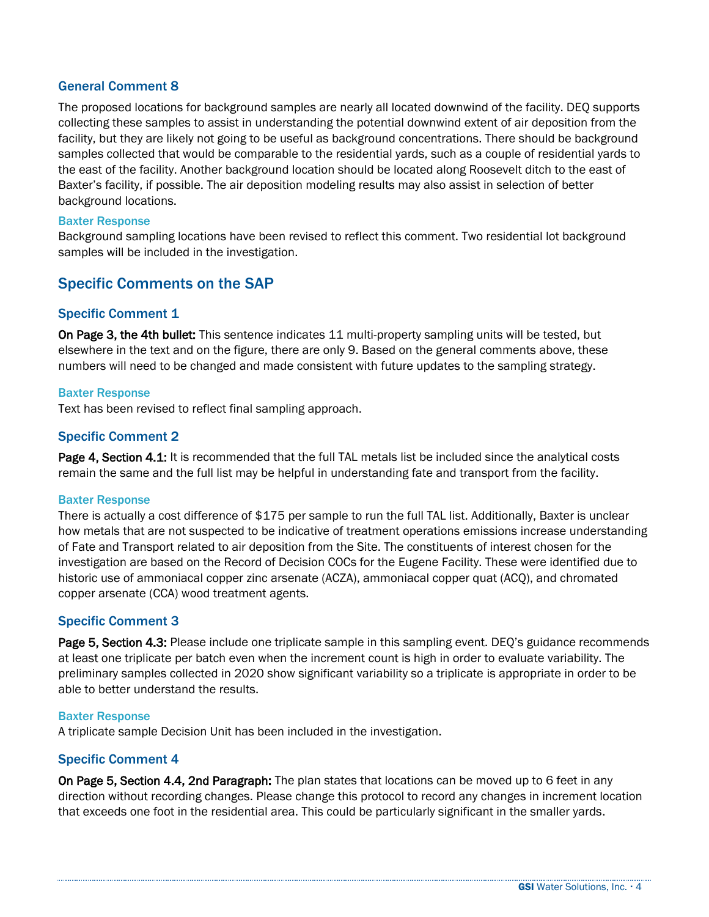### General Comment 8

The proposed locations for background samples are nearly all located downwind of the facility. DEQ supports collecting these samples to assist in understanding the potential downwind extent of air deposition from the facility, but they are likely not going to be useful as background concentrations. There should be background samples collected that would be comparable to the residential yards, such as a couple of residential yards to the east of the facility. Another background location should be located along Roosevelt ditch to the east of Baxter's facility, if possible. The air deposition modeling results may also assist in selection of better background locations.

#### Baxter Response

Background sampling locations have been revised to reflect this comment. Two residential lot background samples will be included in the investigation.

## Specific Comments on the SAP

### Specific Comment 1

**On Page 3, the 4th bullet:** This sentence indicates 11 multi-property sampling units will be tested, but elsewhere in the text and on the figure, there are only 9. Based on the general comments above, these numbers will need to be changed and made consistent with future updates to the sampling strategy.

#### Baxter Response

Text has been revised to reflect final sampling approach.

### Specific Comment 2

**Page 4, Section 4.1:** It is recommended that the full TAL metals list be included since the analytical costs remain the same and the full list may be helpful in understanding fate and transport from the facility.

#### Baxter Response

There is actually a cost difference of $175 per sample to run the full TAL list. Additionally, Baxter is unclear how metals that are not suspected to be indicative of treatment operations emissions increase understanding of Fate and Transport related to air deposition from the Site. The constituents of interest chosen for the investigation are based on the Record of Decision COCs for the Eugene Facility. These were identified due to historic use of ammoniacal copper zinc arsenate (ACZA), ammoniacal copper quat (ACQ), and chromated copper arsenate (CCA) wood treatment agents.

### Specific Comment 3

**Page 5, Section 4.3:** Please include one triplicate sample in this sampling event. DEQ's guidance recommends at least one triplicate per batch even when the increment count is high in order to evaluate variability. The preliminary samples collected in 2020 show significant variability so a triplicate is appropriate in order to be able to better understand the results.

#### Baxter Response

A triplicate sample Decision Unit has been included in the investigation.

### Specific Comment 4

**On Page 5, Section 4.4, 2nd Paragraph:** The plan states that locations can be moved up to 6 feet in any direction without recording changes. Please change this protocol to record any changes in increment location that exceeds one foot in the residential area. This could be particularly significant in the smaller yards.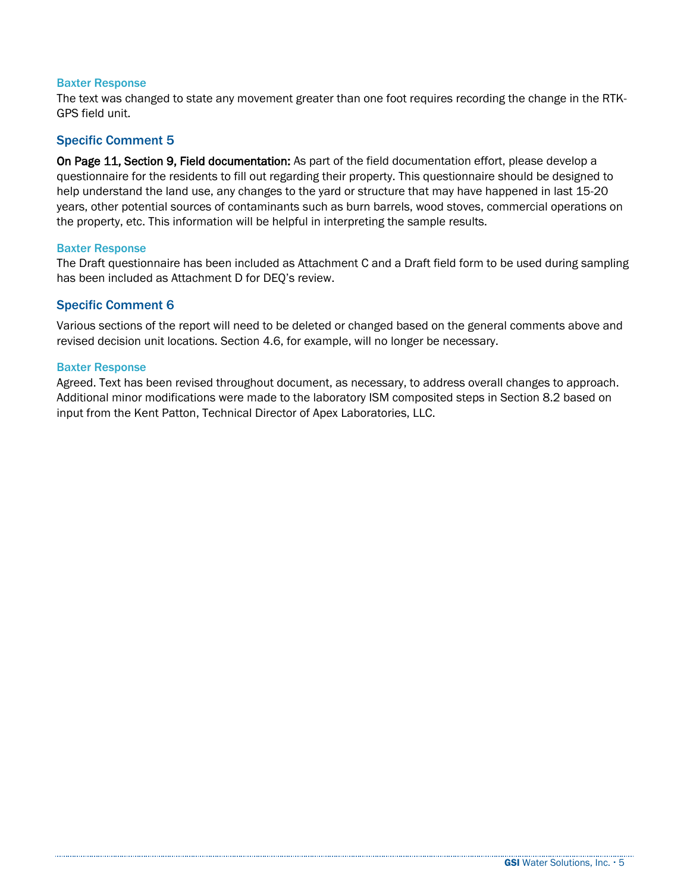#### Baxter Response

The text was changed to state any movement greater than one foot requires recording the change in the RTK-GPS field unit.

### Specific Comment 5

**On Page 11, Section 9, Field documentation:** As part of the field documentation effort, please develop a questionnaire for the residents to fill out regarding their property. This questionnaire should be designed to help understand the land use, any changes to the yard or structure that may have happened in last 15-20 years, other potential sources of contaminants such as burn barrels, wood stoves, commercial operations on the property, etc. This information will be helpful in interpreting the sample results.

#### Baxter Response

The Draft questionnaire has been included as Attachment C and a Draft field form to be used during sampling has been included as Attachment D for DEQ's review.

### Specific Comment 6

Various sections of the report will need to be deleted or changed based on the general comments above and revised decision unit locations. Section 4.6, for example, will no longer be necessary.

#### Baxter Response

Agreed. Text has been revised throughout document, as necessary, to address overall changes to approach. Additional minor modifications were made to the laboratory ISM composited steps in Section 8.2 based on input from the Kent Patton, Technical Director of Apex Laboratories, LLC.